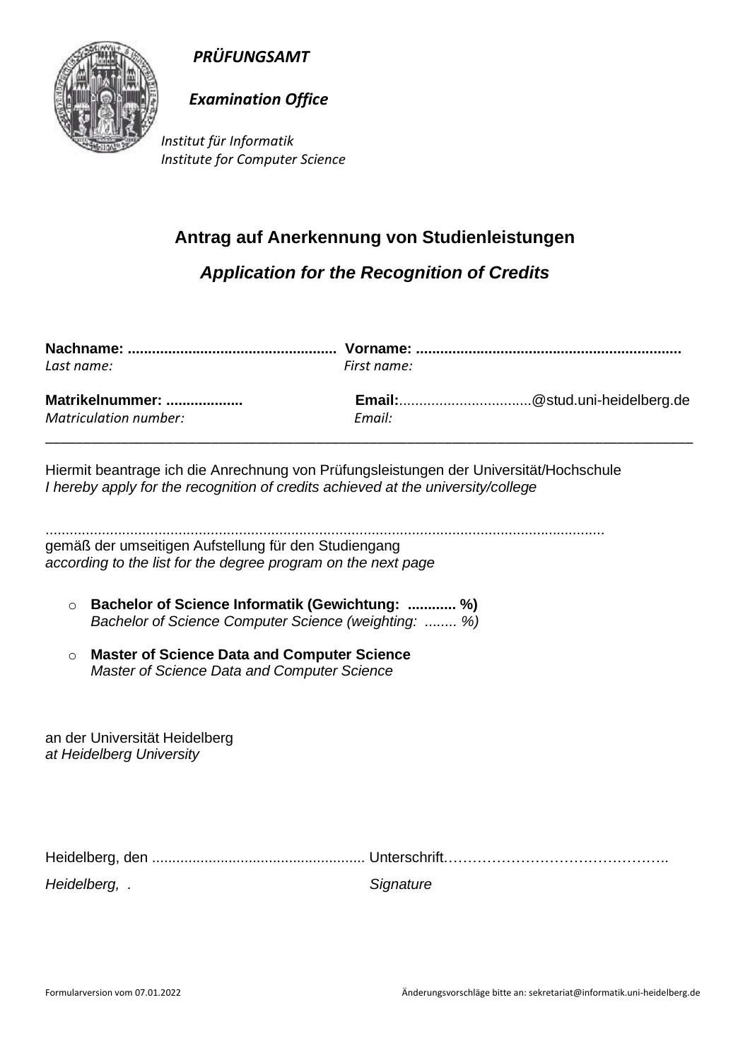**PRÜFUNGSAMT**

**Examination Office**

*Institut für Informatik*
*Institute for Computer Science*

## Antrag auf Anerkennung von Studienleistungen

## *Application for the Recognition of Credits*

**Nachname:** ................................................... **Vorname:** ................................................................
*Last name:* *First name:*

**Matrikelnummer:** ................... **Email:**.................................@stud.uni-heidelberg.de
*Matriculation number:* *Email:*

---

Hiermit beantrage ich die Anrechnung von Prüfungsleistungen der Universität/Hochschule
*I hereby apply for the recognition of credits achieved at the university/college*

.........................................................................................................................................

gemäß der umseitigen Aufstellung für den Studiengang
*according to the list for the degree program on the next page*

- **Bachelor of Science Informatik (Gewichtung: ............ %)**
  *Bachelor of Science Computer Science (weighting: ........ %)*
- **Master of Science Data and Computer Science**
  *Master of Science Data and Computer Science*

an der Universität Heidelberg
*at Heidelberg University*

Heidelberg, den .................................................... Unterschrift..........................................
*Heidelberg, .* *Signature*

Formularversion vom 07.01.2022 Änderungsvorschläge bitte an: sekretariat@informatik.uni-heidelberg.de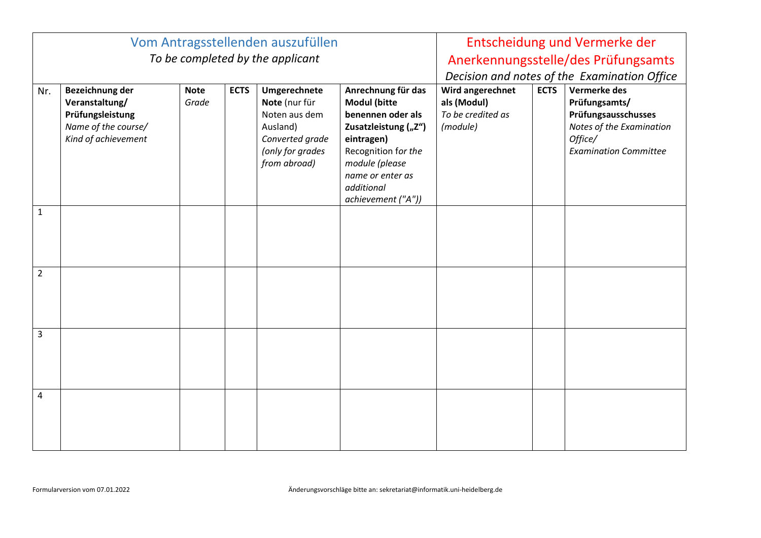| Vom Antragsstellenden auszufüllen<br>*To be completed by the applicant* | | | | | | Entscheidung und Vermerke der Anerkennungsstelle/des Prüfungsamts<br>*Decision and notes of the Examination Office* | | |
|---|---|---|---|---|---|---|---|---|
| Nr. | **Bezeichnung der Veranstaltung/ Prüfungsleistung**<br>*Name of the course/ Kind of achievement* | **Note**<br>*Grade* | **ECTS** | **Umgerechnete Note** (nur für Noten aus dem Ausland)<br>*Converted grade (only for grades from abroad)* | **Anrechnung für das Modul (bitte benennen oder als Zusatzleistung („Z“) eintragen)**<br>Recognition f*or the module (please name or enter as additional achievement ("A"))* | **Wird angerechnet als (Modul)**<br>*To be credited as (module)* | **ECTS** | **Vermerke des Prüfungsamts/ Prüfungsausschusses**<br>*Notes of the Examination Office/ Examination Committee* |
| 1 | | | | | | | | |
| 2 | | | | | | | | |
| 3 | | | | | | | | |
| 4 | | | | | | | | |

Formularversion vom 07.01.2022

Änderungsvorschläge bitte an: sekretariat@informatik.uni-heidelberg.de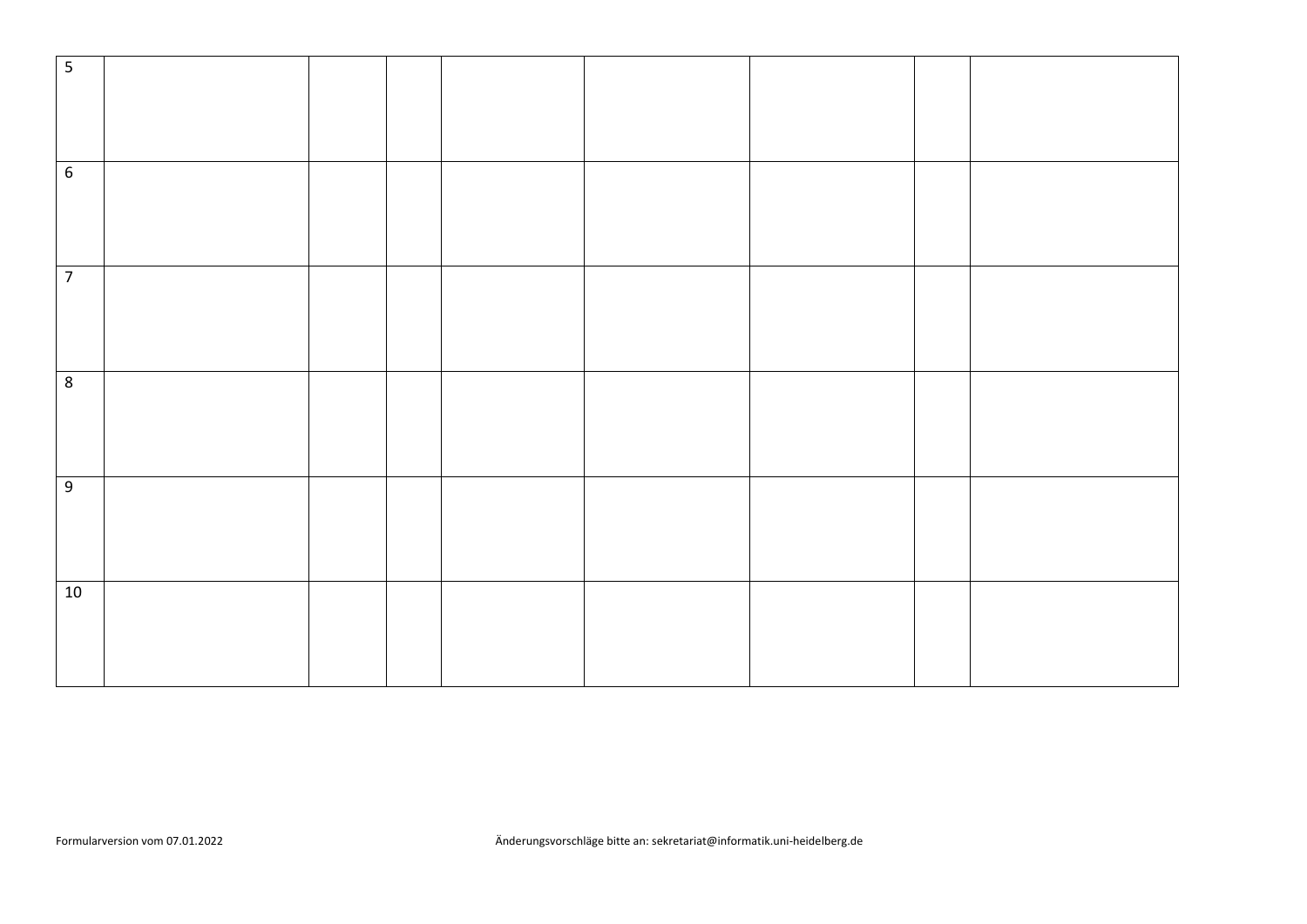| | | | | | | | | |
|---|---|---|---|---|---|---|---|---|
| 5 | | | | | | | | |
| 6 | | | | | | | | |
| 7 | | | | | | | | |
| 8 | | | | | | | | |
| 9 | | | | | | | | |
| 10 | | | | | | | | |

Formularversion vom 07.01.2022

Änderungsvorschläge bitte an: sekretariat@informatik.uni-heidelberg.de